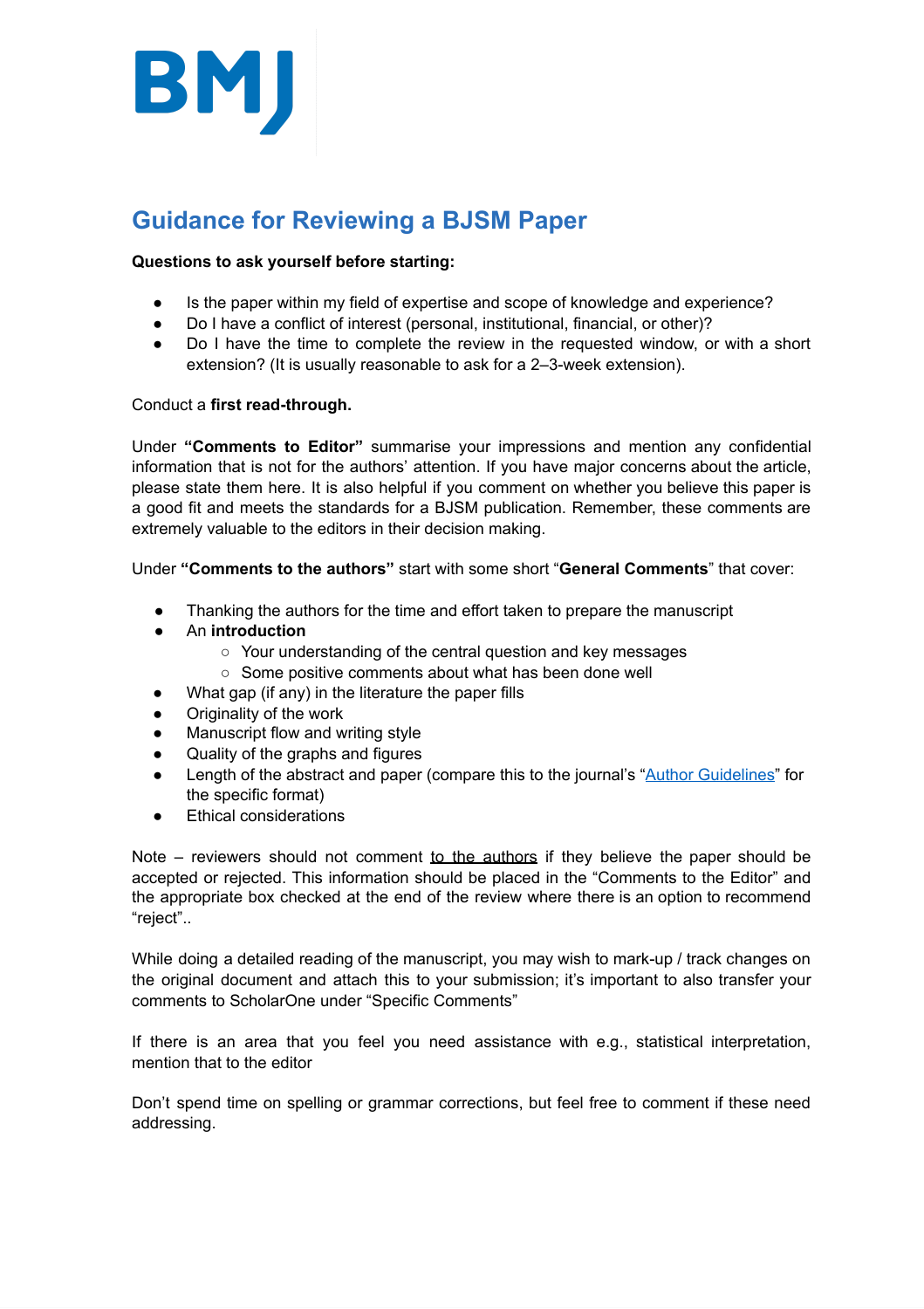# Guidance for Reviewing a BJSM Paper

**Questions to ask yourself before starting:**

- Is the paper within my field of expertise and scope of knowledge and experience?
- Do I have a conflict of interest (personal, institutional, financial, or other)?
- Do I have the time to complete the review in the requested window, or with a short extension? (It is usually reasonable to ask for a 2–3-week extension).

Conduct a **first read-through.**

Under **"Comments to Editor"** summarise your impressions and mention any confidential information that is not for the authors' attention. If you have major concerns about the article, please state them here. It is also helpful if you comment on whether you believe this paper is a good fit and meets the standards for a BJSM publication. Remember, these comments are extremely valuable to the editors in their decision making.

Under **"Comments to the authors"** start with some short "**General Comments**" that cover:

- Thanking the authors for the time and effort taken to prepare the manuscript
- An **introduction**
  - Your understanding of the central question and key messages
  - Some positive comments about what has been done well
- What gap (if any) in the literature the paper fills
- Originality of the work
- Manuscript flow and writing style
- Quality of the graphs and figures
- Length of the abstract and paper (compare this to the journal's "Author Guidelines" for the specific format)
- Ethical considerations

Note – reviewers should not comment to the authors if they believe the paper should be accepted or rejected. This information should be placed in the "Comments to the Editor" and the appropriate box checked at the end of the review where there is an option to recommend "reject"..

While doing a detailed reading of the manuscript, you may wish to mark-up / track changes on the original document and attach this to your submission; it's important to also transfer your comments to ScholarOne under "Specific Comments"

If there is an area that you feel you need assistance with e.g., statistical interpretation, mention that to the editor

Don't spend time on spelling or grammar corrections, but feel free to comment if these need addressing.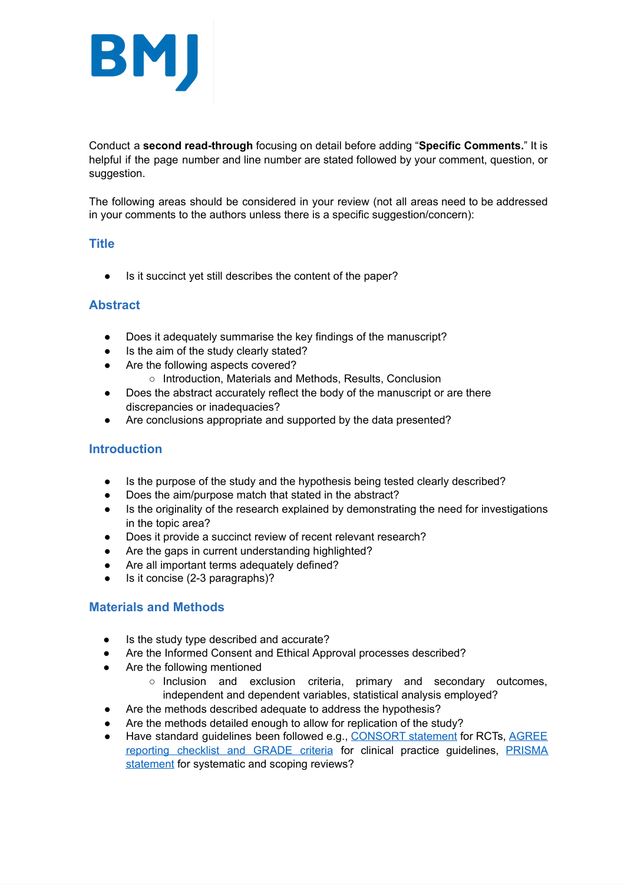Conduct a **second read-through** focusing on detail before adding "**Specific Comments.**" It is helpful if the page number and line number are stated followed by your comment, question, or suggestion.

The following areas should be considered in your review (not all areas need to be addressed in your comments to the authors unless there is a specific suggestion/concern):

## Title

- Is it succinct yet still describes the content of the paper?

## Abstract

- Does it adequately summarise the key findings of the manuscript?
- Is the aim of the study clearly stated?
- Are the following aspects covered?
  - Introduction, Materials and Methods, Results, Conclusion
- Does the abstract accurately reflect the body of the manuscript or are there discrepancies or inadequacies?
- Are conclusions appropriate and supported by the data presented?

## Introduction

- Is the purpose of the study and the hypothesis being tested clearly described?
- Does the aim/purpose match that stated in the abstract?
- Is the originality of the research explained by demonstrating the need for investigations in the topic area?
- Does it provide a succinct review of recent relevant research?
- Are the gaps in current understanding highlighted?
- Are all important terms adequately defined?
- Is it concise (2-3 paragraphs)?

## Materials and Methods

- Is the study type described and accurate?
- Are the Informed Consent and Ethical Approval processes described?
- Are the following mentioned
  - Inclusion and exclusion criteria, primary and secondary outcomes, independent and dependent variables, statistical analysis employed?
- Are the methods described adequate to address the hypothesis?
- Are the methods detailed enough to allow for replication of the study?
- Have standard guidelines been followed e.g., CONSORT statement for RCTs, AGREE reporting checklist and GRADE criteria for clinical practice guidelines, PRISMA statement for systematic and scoping reviews?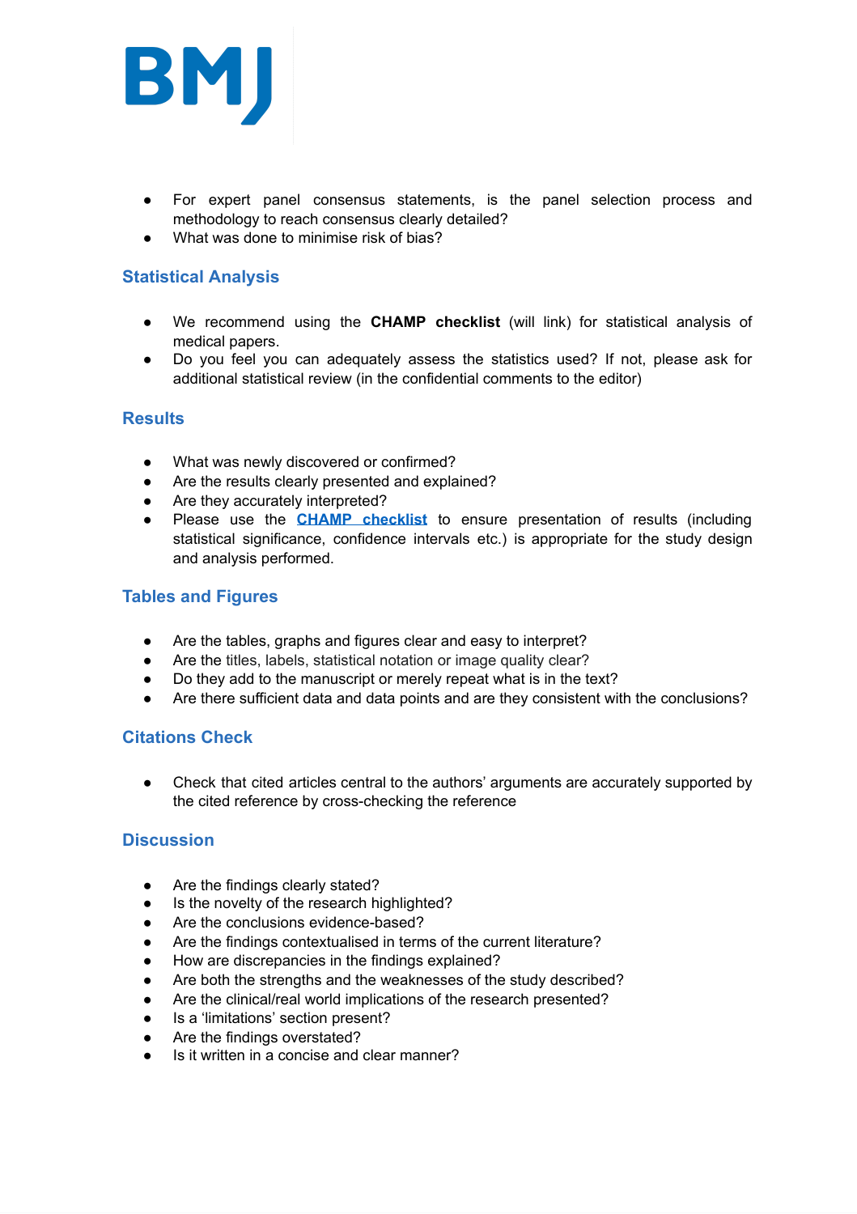- For expert panel consensus statements, is the panel selection process and methodology to reach consensus clearly detailed?
- What was done to minimise risk of bias?

## Statistical Analysis

- We recommend using the **CHAMP checklist** (will link) for statistical analysis of medical papers.
- Do you feel you can adequately assess the statistics used? If not, please ask for additional statistical review (in the confidential comments to the editor)

## Results

- What was newly discovered or confirmed?
- Are the results clearly presented and explained?
- Are they accurately interpreted?
- Please use the **CHAMP checklist** to ensure presentation of results (including statistical significance, confidence intervals etc.) is appropriate for the study design and analysis performed.

## Tables and Figures

- Are the tables, graphs and figures clear and easy to interpret?
- Are the titles, labels, statistical notation or image quality clear?
- Do they add to the manuscript or merely repeat what is in the text?
- Are there sufficient data and data points and are they consistent with the conclusions?

## Citations Check

- Check that cited articles central to the authors' arguments are accurately supported by the cited reference by cross-checking the reference

## Discussion

- Are the findings clearly stated?
- Is the novelty of the research highlighted?
- Are the conclusions evidence-based?
- Are the findings contextualised in terms of the current literature?
- How are discrepancies in the findings explained?
- Are both the strengths and the weaknesses of the study described?
- Are the clinical/real world implications of the research presented?
- Is a 'limitations' section present?
- Are the findings overstated?
- Is it written in a concise and clear manner?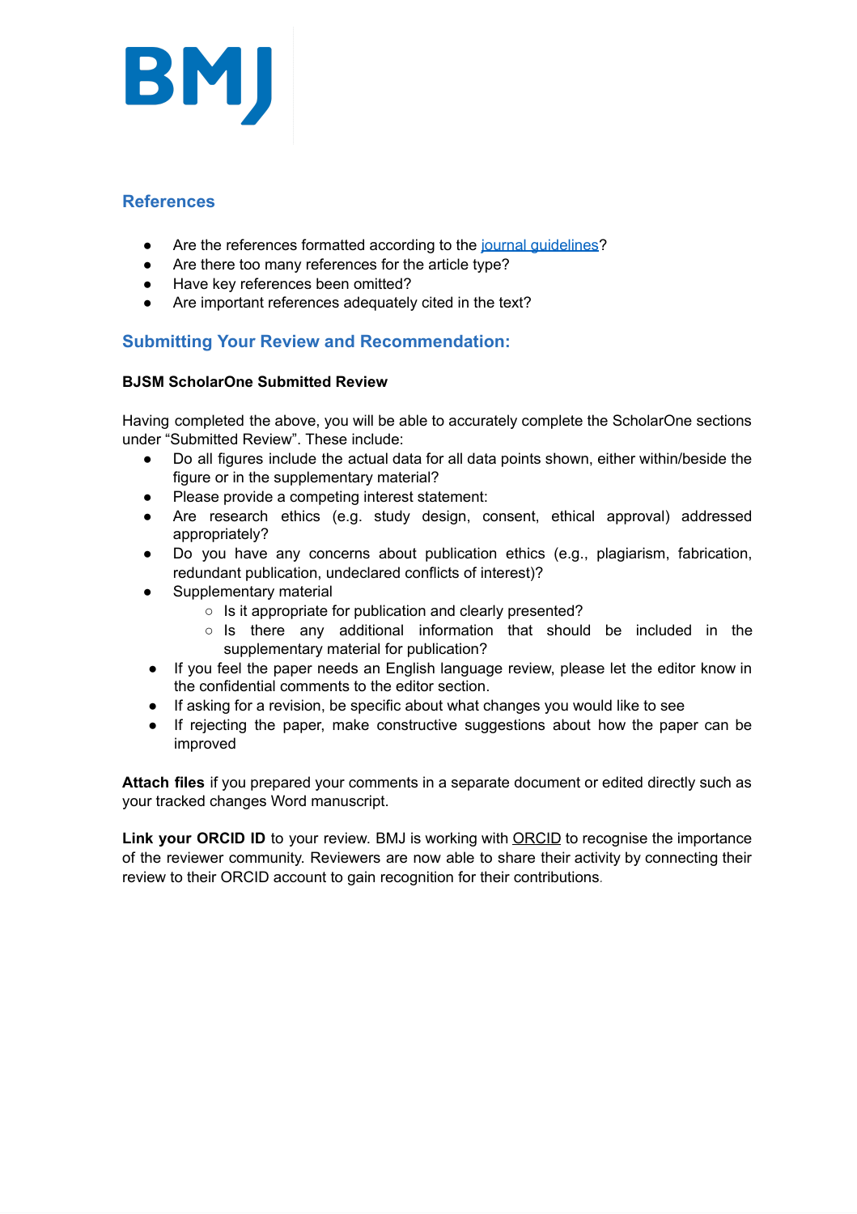## References

- Are the references formatted according to the journal guidelines?
- Are there too many references for the article type?
- Have key references been omitted?
- Are important references adequately cited in the text?

## Submitting Your Review and Recommendation:

**BJSM ScholarOne Submitted Review**

Having completed the above, you will be able to accurately complete the ScholarOne sections under "Submitted Review". These include:

- Do all figures include the actual data for all data points shown, either within/beside the figure or in the supplementary material?
- Please provide a competing interest statement:
- Are research ethics (e.g. study design, consent, ethical approval) addressed appropriately?
- Do you have any concerns about publication ethics (e.g., plagiarism, fabrication, redundant publication, undeclared conflicts of interest)?
- Supplementary material
  - Is it appropriate for publication and clearly presented?
  - Is there any additional information that should be included in the supplementary material for publication?
- If you feel the paper needs an English language review, please let the editor know in the confidential comments to the editor section.
- If asking for a revision, be specific about what changes you would like to see
- If rejecting the paper, make constructive suggestions about how the paper can be improved

**Attach files** if you prepared your comments in a separate document or edited directly such as your tracked changes Word manuscript.

**Link your ORCID ID** to your review. BMJ is working with ORCID to recognise the importance of the reviewer community. Reviewers are now able to share their activity by connecting their review to their ORCID account to gain recognition for their contributions.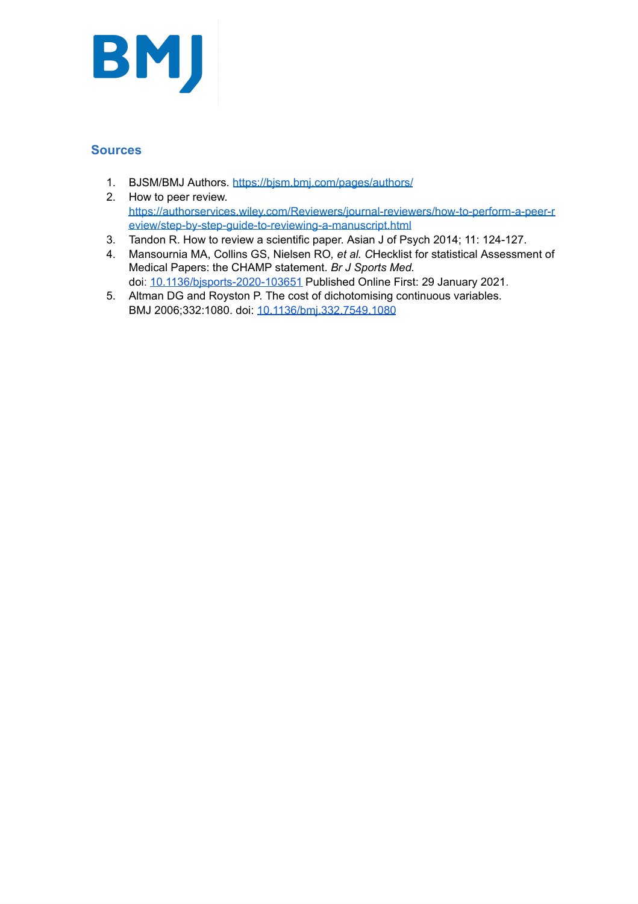## Sources

1. BJSM/BMJ Authors. https://bjsm.bmj.com/pages/authors/
2. How to peer review. https://authorservices.wiley.com/Reviewers/journal-reviewers/how-to-perform-a-peer-review/step-by-step-guide-to-reviewing-a-manuscript.html
3. Tandon R. How to review a scientific paper. Asian J of Psych 2014; 11: 124-127.
4. Mansournia MA, Collins GS, Nielsen RO*, et al.* CHecklist for statistical Assessment of Medical Papers: the CHAMP statement. *Br J Sports Med.* doi: 10.1136/bjsports-2020-103651 Published Online First: 29 January 2021.
5. Altman DG and Royston P. The cost of dichotomising continuous variables. BMJ 2006;332:1080. doi: 10.1136/bmj.332.7549.1080